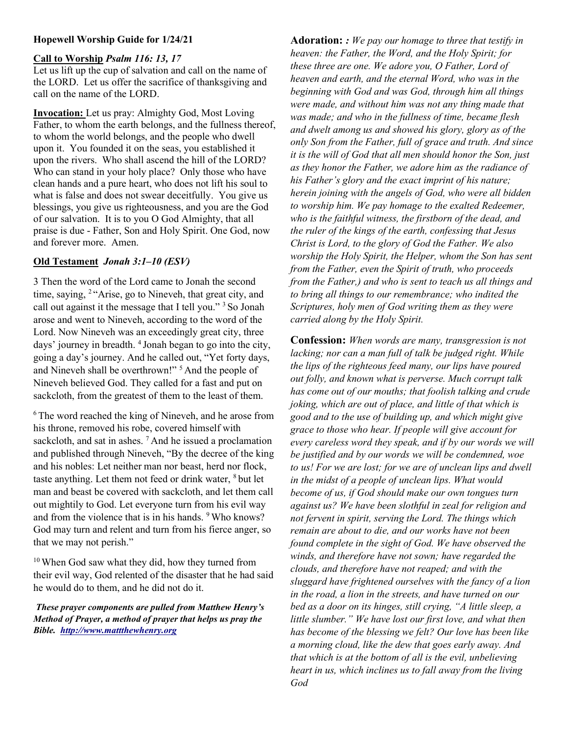**Hopewell Worship Guide for 1/24/21**

**Call to Worship** ***Psalm 116: 13, 17***

Let us lift up the cup of salvation and call on the name of the LORD. Let us offer the sacrifice of thanksgiving and call on the name of the LORD.

**Invocation:** Let us pray: Almighty God, Most Loving Father, to whom the earth belongs, and the fullness thereof, to whom the world belongs, and the people who dwell upon it. You founded it on the seas, you established it upon the rivers. Who shall ascend the hill of the LORD? Who can stand in your holy place? Only those who have clean hands and a pure heart, who does not lift his soul to what is false and does not swear deceitfully. You give us blessings, you give us righteousness, and you are the God of our salvation. It is to you O God Almighty, that all praise is due - Father, Son and Holy Spirit. One God, now and forever more. Amen.

**Old Testament** ***Jonah 3:1–10 (ESV)***

3 Then the word of the Lord came to Jonah the second time, saying, [2] "Arise, go to Nineveh, that great city, and call out against it the message that I tell you." [3] So Jonah arose and went to Nineveh, according to the word of the Lord. Now Nineveh was an exceedingly great city, three days' journey in breadth. [4] Jonah began to go into the city, going a day's journey. And he called out, "Yet forty days, and Nineveh shall be overthrown!" [5] And the people of Nineveh believed God. They called for a fast and put on sackcloth, from the greatest of them to the least of them.

[6] The word reached the king of Nineveh, and he arose from his throne, removed his robe, covered himself with sackcloth, and sat in ashes. [7] And he issued a proclamation and published through Nineveh, "By the decree of the king and his nobles: Let neither man nor beast, herd nor flock, taste anything. Let them not feed or drink water, [8] but let man and beast be covered with sackcloth, and let them call out mightily to God. Let everyone turn from his evil way and from the violence that is in his hands. [9] Who knows? God may turn and relent and turn from his fierce anger, so that we may not perish."

[10] When God saw what they did, how they turned from their evil way, God relented of the disaster that he had said he would do to them, and he did not do it.

***These prayer components are pulled from Matthew Henry's Method of Prayer, a method of prayer that helps us pray the Bible.*** ***http://www.mattthewhenry.org***

**Adoration:** *: We pay our homage to three that testify in heaven: the Father, the Word, and the Holy Spirit; for these three are one. We adore you, O Father, Lord of heaven and earth, and the eternal Word, who was in the beginning with God and was God, through him all things were made, and without him was not any thing made that was made; and who in the fullness of time, became flesh and dwelt among us and showed his glory, glory as of the only Son from the Father, full of grace and truth. And since it is the will of God that all men should honor the Son, just as they honor the Father, we adore him as the radiance of his Father's glory and the exact imprint of his nature; herein joining with the angels of God, who were all bidden to worship him. We pay homage to the exalted Redeemer, who is the faithful witness, the firstborn of the dead, and the ruler of the kings of the earth, confessing that Jesus Christ is Lord, to the glory of God the Father. We also worship the Holy Spirit, the Helper, whom the Son has sent from the Father, even the Spirit of truth, who proceeds from the Father,) and who is sent to teach us all things and to bring all things to our remembrance; who indited the Scriptures, holy men of God writing them as they were carried along by the Holy Spirit.*

**Confession:** *When words are many, transgression is not lacking; nor can a man full of talk be judged right. While the lips of the righteous feed many, our lips have poured out folly, and known what is perverse. Much corrupt talk has come out of our mouths; that foolish talking and crude joking, which are out of place, and little of that which is good and to the use of building up, and which might give grace to those who hear. If people will give account for every careless word they speak, and if by our words we will be justified and by our words we will be condemned, woe to us! For we are lost; for we are of unclean lips and dwell in the midst of a people of unclean lips. What would become of us, if God should make our own tongues turn against us? We have been slothful in zeal for religion and not fervent in spirit, serving the Lord. The things which remain are about to die, and our works have not been found complete in the sight of God. We have observed the winds, and therefore have not sown; have regarded the clouds, and therefore have not reaped; and with the sluggard have frightened ourselves with the fancy of a lion in the road, a lion in the streets, and have turned on our bed as a door on its hinges, still crying, "A little sleep, a little slumber." We have lost our first love, and what then has become of the blessing we felt? Our love has been like a morning cloud, like the dew that goes early away. And that which is at the bottom of all is the evil, unbelieving heart in us, which inclines us to fall away from the living God*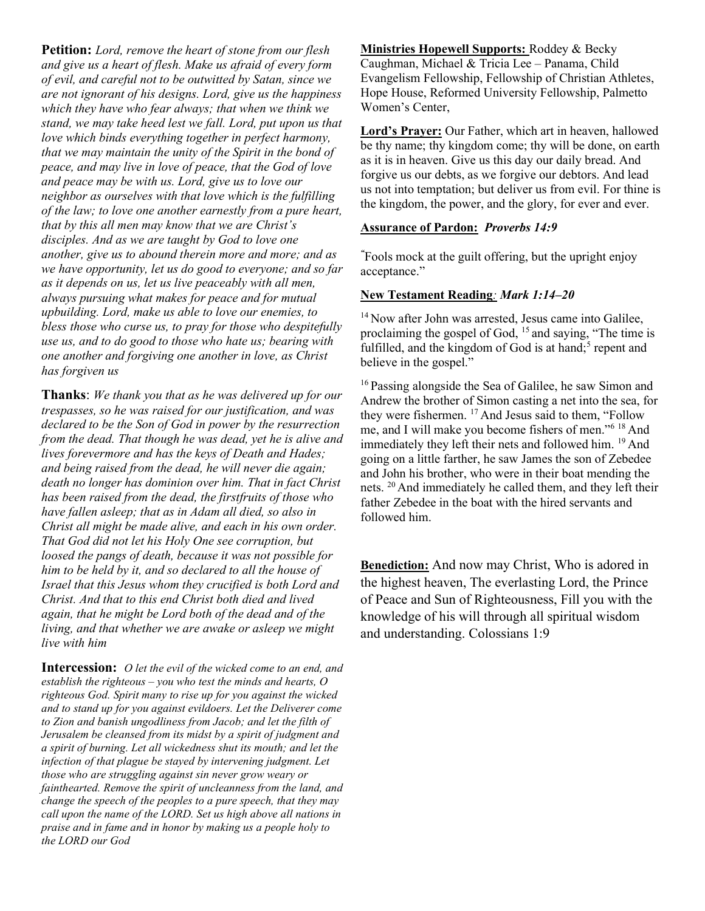**Petition:** *Lord, remove the heart of stone from our flesh and give us a heart of flesh. Make us afraid of every form of evil, and careful not to be outwitted by Satan, since we are not ignorant of his designs. Lord, give us the happiness which they have who fear always; that when we think we stand, we may take heed lest we fall. Lord, put upon us that love which binds everything together in perfect harmony, that we may maintain the unity of the Spirit in the bond of peace, and may live in love of peace, that the God of love and peace may be with us. Lord, give us to love our neighbor as ourselves with that love which is the fulfilling of the law; to love one another earnestly from a pure heart, that by this all men may know that we are Christ's disciples. And as we are taught by God to love one another, give us to abound therein more and more; and as we have opportunity, let us do good to everyone; and so far as it depends on us, let us live peaceably with all men, always pursuing what makes for peace and for mutual upbuilding. Lord, make us able to love our enemies, to bless those who curse us, to pray for those who despitefully use us, and to do good to those who hate us; bearing with one another and forgiving one another in love, as Christ has forgiven us*

**Thanks**: *We thank you that as he was delivered up for our trespasses, so he was raised for our justification, and was declared to be the Son of God in power by the resurrection from the dead. That though he was dead, yet he is alive and lives forevermore and has the keys of Death and Hades; and being raised from the dead, he will never die again; death no longer has dominion over him. That in fact Christ has been raised from the dead, the firstfruits of those who have fallen asleep; that as in Adam all died, so also in Christ all might be made alive, and each in his own order. That God did not let his Holy One see corruption, but loosed the pangs of death, because it was not possible for him to be held by it, and so declared to all the house of Israel that this Jesus whom they crucified is both Lord and Christ. And that to this end Christ both died and lived again, that he might be Lord both of the dead and of the living, and that whether we are awake or asleep we might live with him*

**Intercession:** *O let the evil of the wicked come to an end, and establish the righteous – you who test the minds and hearts, O righteous God. Spirit many to rise up for you against the wicked and to stand up for you against evildoers. Let the Deliverer come to Zion and banish ungodliness from Jacob; and let the filth of Jerusalem be cleansed from its midst by a spirit of judgment and a spirit of burning. Let all wickedness shut its mouth; and let the infection of that plague be stayed by intervening judgment. Let those who are struggling against sin never grow weary or fainthearted. Remove the spirit of uncleanness from the land, and change the speech of the peoples to a pure speech, that they may call upon the name of the LORD. Set us high above all nations in praise and in fame and in honor by making us a people holy to the LORD our God*

**Ministries Hopewell Supports:** Roddey & Becky Caughman, Michael & Tricia Lee – Panama, Child Evangelism Fellowship, Fellowship of Christian Athletes, Hope House, Reformed University Fellowship, Palmetto Women's Center,

**Lord's Prayer:** Our Father, which art in heaven, hallowed be thy name; thy kingdom come; thy will be done, on earth as it is in heaven. Give us this day our daily bread. And forgive us our debts, as we forgive our debtors. And lead us not into temptation; but deliver us from evil. For thine is the kingdom, the power, and the glory, for ever and ever.

**Assurance of Pardon:** ***Proverbs 14:9***

"Fools mock at the guilt offering, but the upright enjoy acceptance."

**New Testament Reading***:* ***Mark 1:14–20***

[14] Now after John was arrested, Jesus came into Galilee, proclaiming the gospel of God, [15] and saying, "The time is fulfilled, and the kingdom of God is at hand;[5] repent and believe in the gospel."

[16] Passing alongside the Sea of Galilee, he saw Simon and Andrew the brother of Simon casting a net into the sea, for they were fishermen. [17] And Jesus said to them, "Follow me, and I will make you become fishers of men."[6] [18] And immediately they left their nets and followed him. [19] And going on a little farther, he saw James the son of Zebedee and John his brother, who were in their boat mending the nets. [20] And immediately he called them, and they left their father Zebedee in the boat with the hired servants and followed him.

**Benediction:** And now may Christ, Who is adored in the highest heaven, The everlasting Lord, the Prince of Peace and Sun of Righteousness, Fill you with the knowledge of his will through all spiritual wisdom and understanding. Colossians 1:9